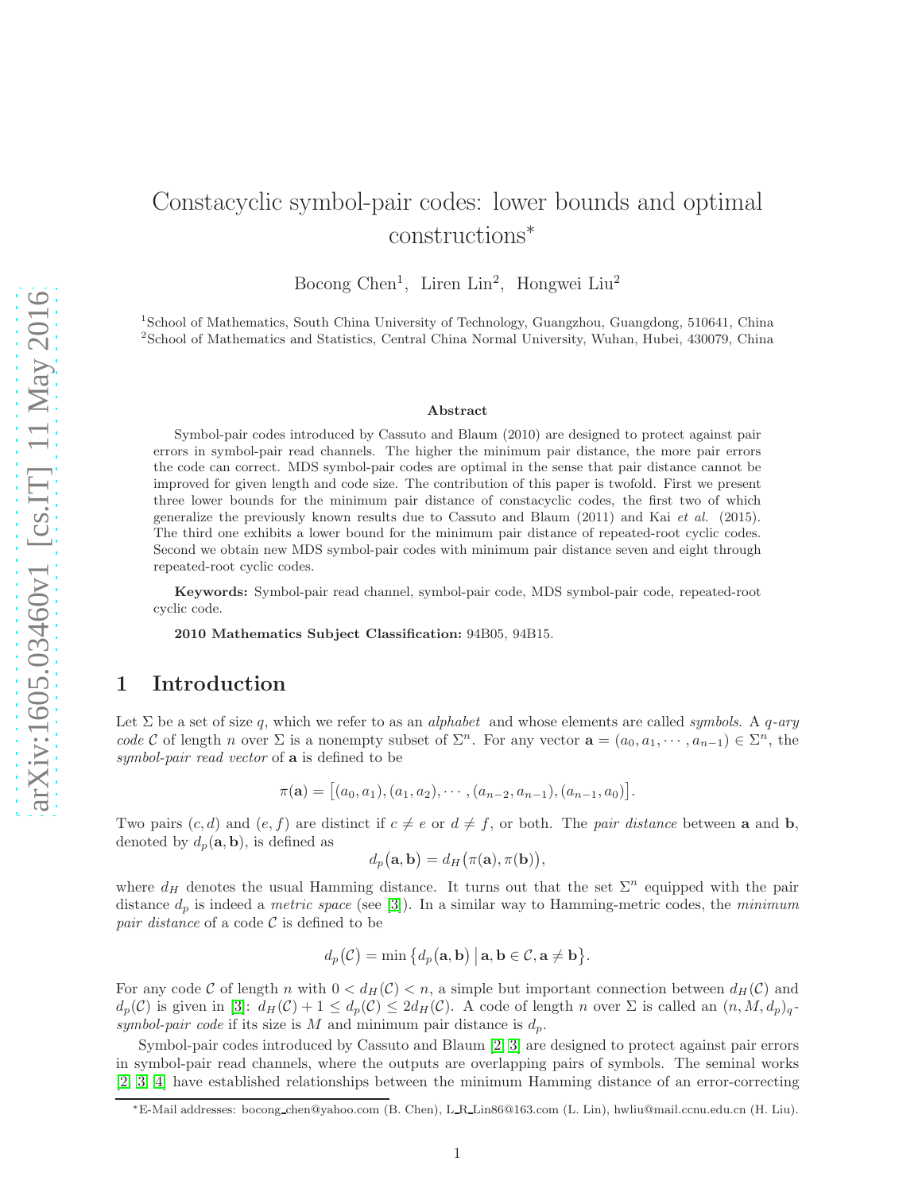# Constacyclic symbol-pair codes: lower bounds and optimal constructions*

Bocong Chen[1], Liren Lin[2], Hongwei Liu[2]

[1]School of Mathematics, South China University of Technology, Guangzhou, Guangdong, 510641, China
[2]School of Mathematics and Statistics, Central China Normal University, Wuhan, Hubei, 430079, China

### Abstract

Symbol-pair codes introduced by Cassuto and Blaum (2010) are designed to protect against pair errors in symbol-pair read channels. The higher the minimum pair distance, the more pair errors the code can correct. MDS symbol-pair codes are optimal in the sense that pair distance cannot be improved for given length and code size. The contribution of this paper is twofold. First we present three lower bounds for the minimum pair distance of constacyclic codes, the first two of which generalize the previously known results due to Cassuto and Blaum (2011) and Kai *et al.* (2015). The third one exhibits a lower bound for the minimum pair distance of repeated-root cyclic codes. Second we obtain new MDS symbol-pair codes with minimum pair distance seven and eight through repeated-root cyclic codes.

**Keywords:** Symbol-pair read channel, symbol-pair code, MDS symbol-pair code, repeated-root cyclic code.

**2010 Mathematics Subject Classification:** 94B05, 94B15.

## 1 Introduction

Let $\Sigma$ be a set of size $q$, which we refer to as an *alphabet* and whose elements are called *symbols*. A *$q$-ary code* $\mathcal{C}$ of length $n$ over $\Sigma$ is a nonempty subset of $\Sigma^n$. For any vector $\mathbf{a} = (a_0, a_1, \cdots, a_{n-1}) \in \Sigma^n$, the *symbol-pair read vector* of $\mathbf{a}$ is defined to be

$$\pi(\mathbf{a}) = \big[(a_0, a_1), (a_1, a_2), \cdots, (a_{n-2}, a_{n-1}), (a_{n-1}, a_0)\big].$$

Two pairs $(c, d)$ and $(e, f)$ are distinct if $c \neq e$ or $d \neq f$, or both. The *pair distance* between $\mathbf{a}$ and $\mathbf{b}$, denoted by $d_p(\mathbf{a}, \mathbf{b})$, is defined as

$$d_p(\mathbf{a}, \mathbf{b}) = d_H\big(\pi(\mathbf{a}), \pi(\mathbf{b})\big),$$

where $d_H$ denotes the usual Hamming distance. It turns out that the set $\Sigma^n$ equipped with the pair distance $d_p$ is indeed a *metric space* (see [3]). In a similar way to Hamming-metric codes, the *minimum pair distance* of a code $\mathcal{C}$ is defined to be

$$d_p(\mathcal{C}) = \min\big\{d_p(\mathbf{a}, \mathbf{b}) \,\big|\, \mathbf{a}, \mathbf{b} \in \mathcal{C}, \mathbf{a} \neq \mathbf{b}\big\}.$$

For any code $\mathcal{C}$ of length $n$ with $0 < d_H(\mathcal{C}) < n$, a simple but important connection between $d_H(\mathcal{C})$ and $d_p(\mathcal{C})$ is given in [3]: $d_H(\mathcal{C}) + 1 \leq d_p(\mathcal{C}) \leq 2d_H(\mathcal{C})$. A code of length $n$ over $\Sigma$ is called an $(n, M, d_p)_q$-*symbol-pair code* if its size is $M$ and minimum pair distance is $d_p$.

Symbol-pair codes introduced by Cassuto and Blaum [2, 3] are designed to protect against pair errors in symbol-pair read channels, where the outputs are overlapping pairs of symbols. The seminal works [2, 3, 4] have established relationships between the minimum Hamming distance of an error-correcting

*E-Mail addresses: bocong_chen@yahoo.com (B. Chen), L_R_Lin86@163.com (L. Lin), hwliu@mail.ccnu.edu.cn (H. Liu).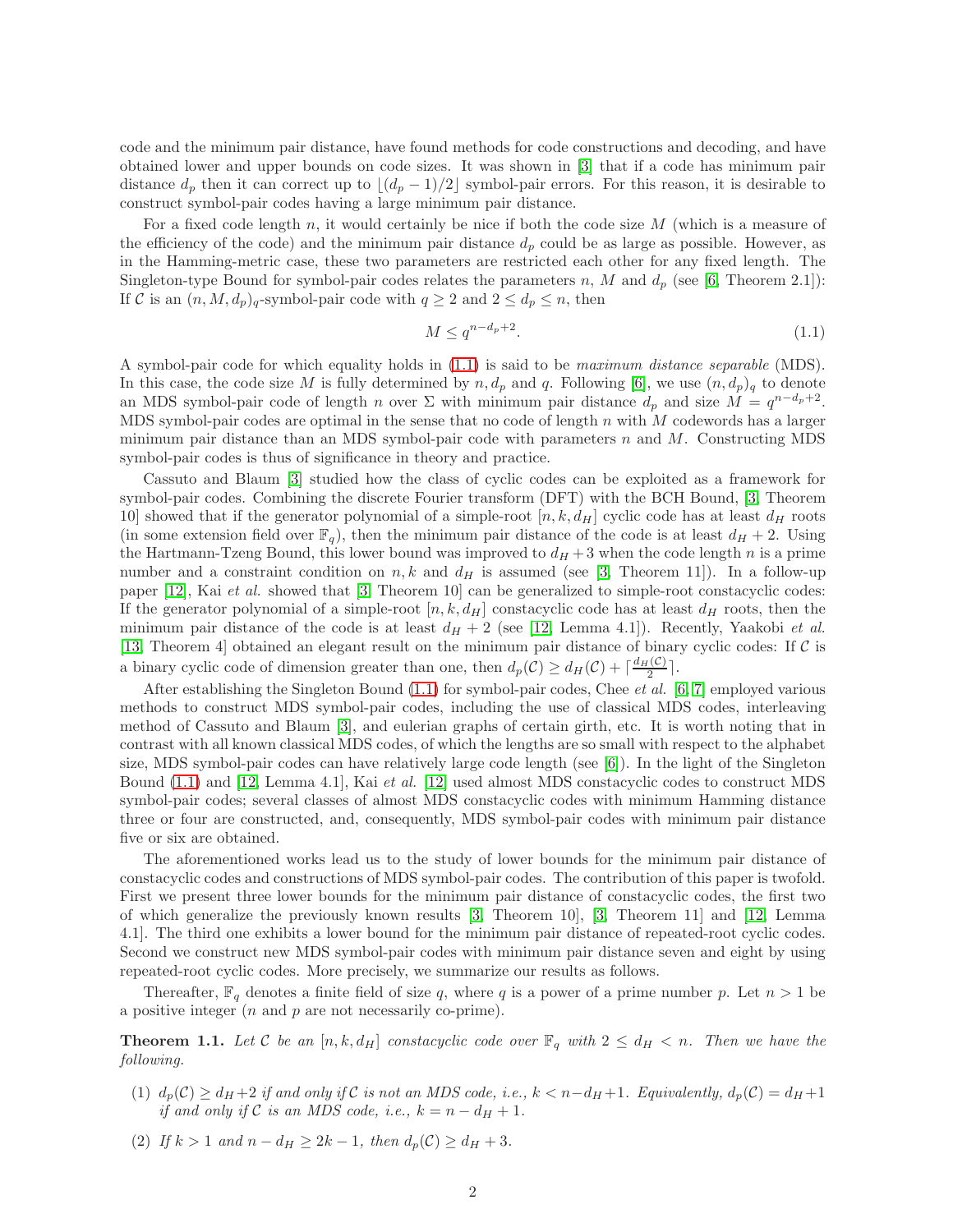code and the minimum pair distance, have found methods for code constructions and decoding, and have obtained lower and upper bounds on code sizes. It was shown in [3] that if a code has minimum pair distance $d_p$ then it can correct up to $\lfloor (d_p-1)/2 \rfloor$ symbol-pair errors. For this reason, it is desirable to construct symbol-pair codes having a large minimum pair distance.

For a fixed code length $n$, it would certainly be nice if both the code size $M$ (which is a measure of the efficiency of the code) and the minimum pair distance $d_p$ could be as large as possible. However, as in the Hamming-metric case, these two parameters are restricted each other for any fixed length. The Singleton-type Bound for symbol-pair codes relates the parameters $n$, $M$ and $d_p$ (see [6, Theorem 2.1]): If $\mathcal{C}$ is an $(n, M, d_p)_q$-symbol-pair code with $q \geq 2$ and $2 \leq d_p \leq n$, then

$$M \leq q^{n-d_p+2}. \tag{1.1}$$

A symbol-pair code for which equality holds in (1.1) is said to be *maximum distance separable* (MDS). In this case, the code size $M$ is fully determined by $n, d_p$ and $q$. Following [6], we use $(n, d_p)_q$ to denote an MDS symbol-pair code of length $n$ over $\Sigma$ with minimum pair distance $d_p$ and size $M = q^{n-d_p+2}$. MDS symbol-pair codes are optimal in the sense that no code of length $n$ with $M$ codewords has a larger minimum pair distance than an MDS symbol-pair code with parameters $n$ and $M$. Constructing MDS symbol-pair codes is thus of significance in theory and practice.

Cassuto and Blaum [3] studied how the class of cyclic codes can be exploited as a framework for symbol-pair codes. Combining the discrete Fourier transform (DFT) with the BCH Bound, [3, Theorem 10] showed that if the generator polynomial of a simple-root $[n, k, d_H]$ cyclic code has at least $d_H$ roots (in some extension field over $\mathbb{F}_q$), then the minimum pair distance of the code is at least $d_H + 2$. Using the Hartmann-Tzeng Bound, this lower bound was improved to $d_H + 3$ when the code length $n$ is a prime number and a constraint condition on $n, k$ and $d_H$ is assumed (see [3, Theorem 11]). In a follow-up paper [12], Kai *et al.* showed that [3, Theorem 10] can be generalized to simple-root constacyclic codes: If the generator polynomial of a simple-root $[n, k, d_H]$ constacyclic code has at least $d_H$ roots, then the minimum pair distance of the code is at least $d_H + 2$ (see [12, Lemma 4.1]). Recently, Yaakobi *et al.* [13, Theorem 4] obtained an elegant result on the minimum pair distance of binary cyclic codes: If $\mathcal{C}$ is a binary cyclic code of dimension greater than one, then $d_p(\mathcal{C}) \geq d_H(\mathcal{C}) + \lceil \frac{d_H(\mathcal{C})}{2} \rceil$.

After establishing the Singleton Bound (1.1) for symbol-pair codes, Chee *et al.* [6, 7] employed various methods to construct MDS symbol-pair codes, including the use of classical MDS codes, interleaving method of Cassuto and Blaum [3], and eulerian graphs of certain girth, etc. It is worth noting that in contrast with all known classical MDS codes, of which the lengths are so small with respect to the alphabet size, MDS symbol-pair codes can have relatively large code length (see [6]). In the light of the Singleton Bound (1.1) and [12, Lemma 4.1], Kai *et al.* [12] used almost MDS constacyclic codes to construct MDS symbol-pair codes; several classes of almost MDS constacyclic codes with minimum Hamming distance three or four are constructed, and, consequently, MDS symbol-pair codes with minimum pair distance five or six are obtained.

The aforementioned works lead us to the study of lower bounds for the minimum pair distance of constacyclic codes and constructions of MDS symbol-pair codes. The contribution of this paper is twofold. First we present three lower bounds for the minimum pair distance of constacyclic codes, the first two of which generalize the previously known results [3, Theorem 10], [3, Theorem 11] and [12, Lemma 4.1]. The third one exhibits a lower bound for the minimum pair distance of repeated-root cyclic codes. Second we construct new MDS symbol-pair codes with minimum pair distance seven and eight by using repeated-root cyclic codes. More precisely, we summarize our results as follows.

Thereafter, $\mathbb{F}_q$ denotes a finite field of size $q$, where $q$ is a power of a prime number $p$. Let $n > 1$ be a positive integer ($n$ and $p$ are not necessarily co-prime).

**Theorem 1.1.** *Let $\mathcal{C}$ be an $[n, k, d_H]$ constacyclic code over $\mathbb{F}_q$ with $2 \leq d_H < n$. Then we have the following.*

(1) *$d_p(\mathcal{C}) \geq d_H + 2$ if and only if $\mathcal{C}$ is not an MDS code, i.e., $k < n - d_H + 1$. Equivalently, $d_p(\mathcal{C}) = d_H + 1$ if and only if $\mathcal{C}$ is an MDS code, i.e., $k = n - d_H + 1$.*

(2) *If $k > 1$ and $n - d_H \geq 2k - 1$, then $d_p(\mathcal{C}) \geq d_H + 3$.*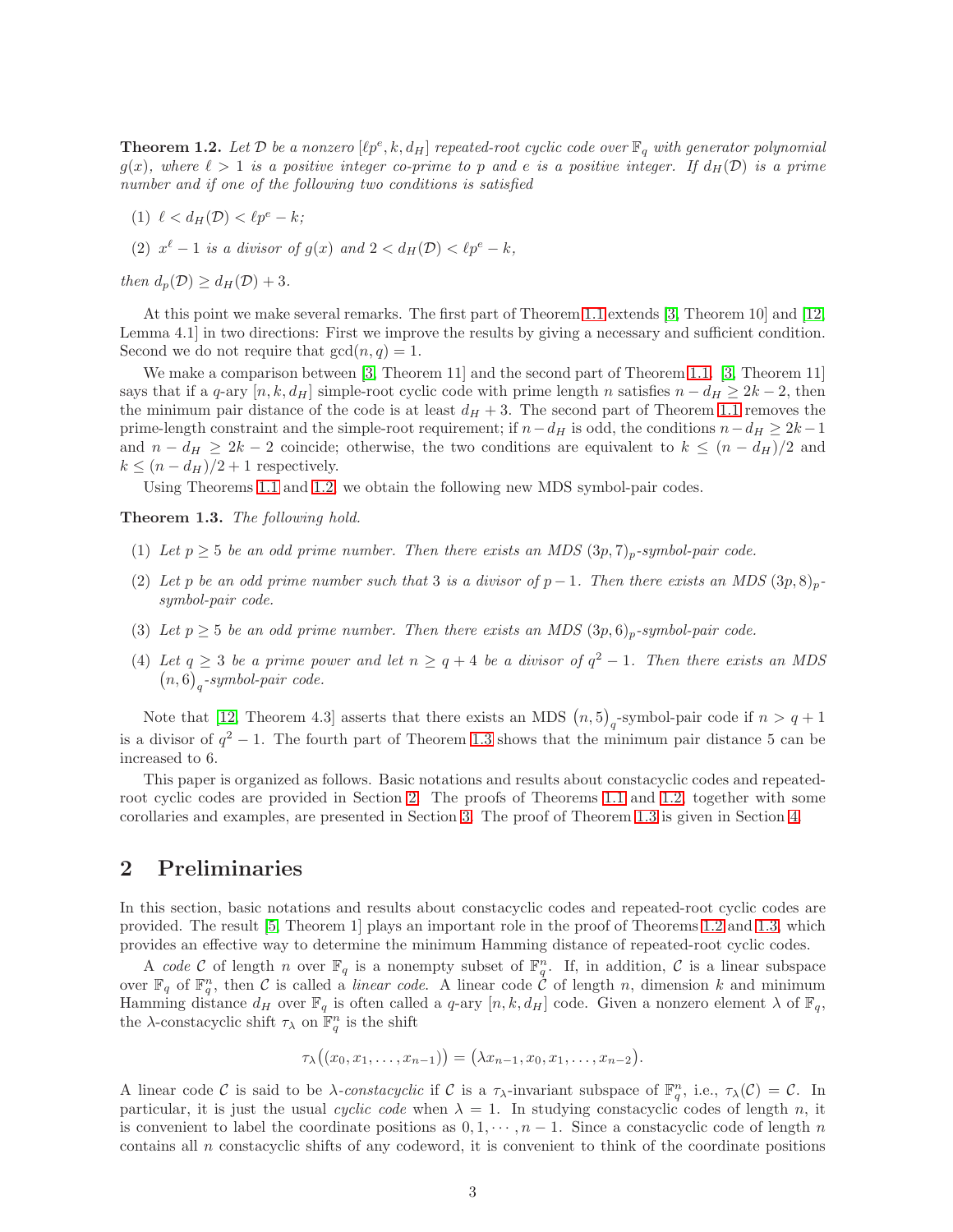**Theorem 1.2.** *Let $\mathcal{D}$ be a nonzero $[\ell p^e, k, d_H]$ repeated-root cyclic code over $\mathbb{F}_q$ with generator polynomial $g(x)$, where $\ell > 1$ is a positive integer co-prime to $p$ and $e$ is a positive integer. If $d_H(\mathcal{D})$ is a prime number and if one of the following two conditions is satisfied*

(1) $\ell < d_H(\mathcal{D}) < \ell p^e - k$;

(2) *$x^\ell - 1$ is a divisor of $g(x)$ and $2 < d_H(\mathcal{D}) < \ell p^e - k$,*

*then $d_p(\mathcal{D}) \geq d_H(\mathcal{D}) + 3$.*

At this point we make several remarks. The first part of Theorem 1.1 extends [3, Theorem 10] and [12, Lemma 4.1] in two directions: First we improve the results by giving a necessary and sufficient condition. Second we do not require that $\gcd(n, q) = 1$.

We make a comparison between [3, Theorem 11] and the second part of Theorem 1.1. [3, Theorem 11] says that if a $q$-ary $[n, k, d_H]$ simple-root cyclic code with prime length $n$ satisfies $n - d_H \geq 2k - 2$, then the minimum pair distance of the code is at least $d_H + 3$. The second part of Theorem 1.1 removes the prime-length constraint and the simple-root requirement; if $n - d_H$ is odd, the conditions $n - d_H \geq 2k - 1$ and $n - d_H \geq 2k - 2$ coincide; otherwise, the two conditions are equivalent to $k \leq (n - d_H)/2$ and $k \leq (n - d_H)/2 + 1$ respectively.

Using Theorems 1.1 and 1.2, we obtain the following new MDS symbol-pair codes.

**Theorem 1.3.** *The following hold.*

(1) *Let $p \geq 5$ be an odd prime number. Then there exists an MDS $(3p, 7)_p$-symbol-pair code.*

(2) *Let $p$ be an odd prime number such that 3 is a divisor of $p - 1$. Then there exists an MDS $(3p, 8)_p$-symbol-pair code.*

(3) *Let $p \geq 5$ be an odd prime number. Then there exists an MDS $(3p, 6)_p$-symbol-pair code.*

(4) *Let $q \geq 3$ be a prime power and let $n \geq q + 4$ be a divisor of $q^2 - 1$. Then there exists an MDS $(n, 6)_q$-symbol-pair code.*

Note that [12, Theorem 4.3] asserts that there exists an MDS $(n, 5)_q$-symbol-pair code if $n > q + 1$ is a divisor of $q^2 - 1$. The fourth part of Theorem 1.3 shows that the minimum pair distance 5 can be increased to 6.

This paper is organized as follows. Basic notations and results about constacyclic codes and repeated-root cyclic codes are provided in Section 2. The proofs of Theorems 1.1 and 1.2, together with some corollaries and examples, are presented in Section 3. The proof of Theorem 1.3 is given in Section 4.

## 2 Preliminaries

In this section, basic notations and results about constacyclic codes and repeated-root cyclic codes are provided. The result [5, Theorem 1] plays an important role in the proof of Theorems 1.2 and 1.3, which provides an effective way to determine the minimum Hamming distance of repeated-root cyclic codes.

A *code* $\mathcal{C}$ of length $n$ over $\mathbb{F}_q$ is a nonempty subset of $\mathbb{F}_q^n$. If, in addition, $\mathcal{C}$ is a linear subspace over $\mathbb{F}_q$ of $\mathbb{F}_q^n$, then $\mathcal{C}$ is called a *linear code*. A linear code $\mathcal{C}$ of length $n$, dimension $k$ and minimum Hamming distance $d_H$ over $\mathbb{F}_q$ is often called a $q$-ary $[n, k, d_H]$ code. Given a nonzero element $\lambda$ of $\mathbb{F}_q$, the $\lambda$-constacyclic shift $\tau_\lambda$ on $\mathbb{F}_q^n$ is the shift

$$\tau_\lambda\big((x_0, x_1, \ldots, x_{n-1})\big) = \big(\lambda x_{n-1}, x_0, x_1, \ldots, x_{n-2}\big).$$

A linear code $\mathcal{C}$ is said to be *$\lambda$-constacyclic* if $\mathcal{C}$ is a $\tau_\lambda$-invariant subspace of $\mathbb{F}_q^n$, i.e., $\tau_\lambda(\mathcal{C}) = \mathcal{C}$. In particular, it is just the usual *cyclic code* when $\lambda = 1$. In studying constacyclic codes of length $n$, it is convenient to label the coordinate positions as $0, 1, \cdots, n-1$. Since a constacyclic code of length $n$ contains all $n$ constacyclic shifts of any codeword, it is convenient to think of the coordinate positions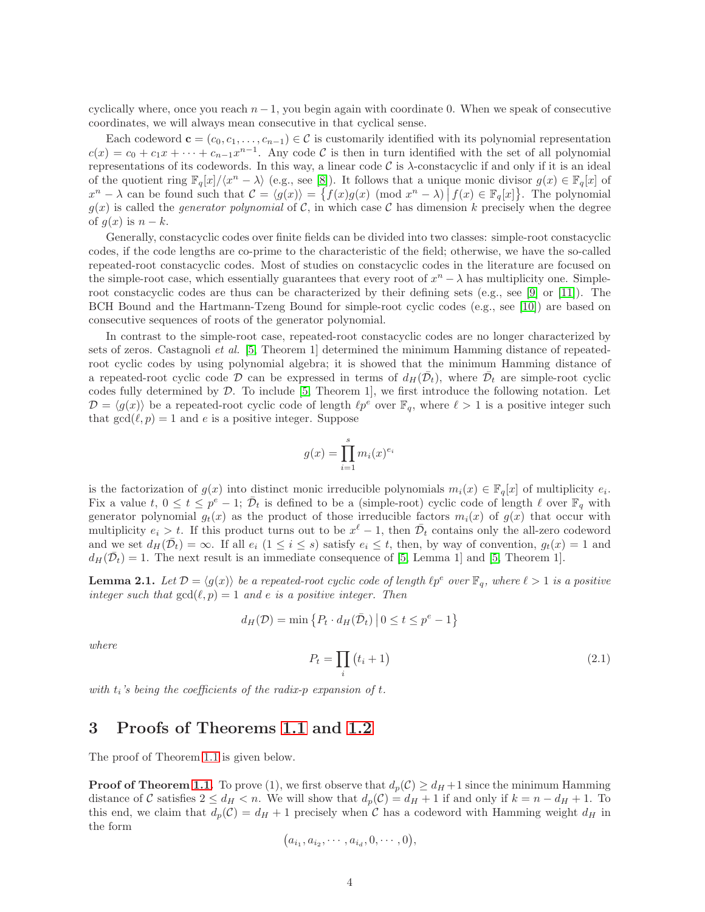cyclically where, once you reach $n-1$, you begin again with coordinate 0. When we speak of consecutive coordinates, we will always mean consecutive in that cyclical sense.

Each codeword $\mathbf{c} = (c_0, c_1, \ldots, c_{n-1}) \in \mathcal{C}$ is customarily identified with its polynomial representation $c(x) = c_0 + c_1 x + \cdots + c_{n-1}x^{n-1}$. Any code $\mathcal{C}$ is then in turn identified with the set of all polynomial representations of its codewords. In this way, a linear code $\mathcal{C}$ is $\lambda$-constacyclic if and only if it is an ideal of the quotient ring $\mathbb{F}_q[x]/\langle x^n - \lambda \rangle$ (e.g., see [8]). It follows that a unique monic divisor $g(x) \in \mathbb{F}_q[x]$ of $x^n - \lambda$ can be found such that $\mathcal{C} = \langle g(x) \rangle = \{ f(x)g(x) \pmod{x^n - \lambda} \mid f(x) \in \mathbb{F}_q[x] \}$. The polynomial $g(x)$ is called the *generator polynomial* of $\mathcal{C}$, in which case $\mathcal{C}$ has dimension $k$ precisely when the degree of $g(x)$ is $n-k$.

Generally, constacyclic codes over finite fields can be divided into two classes: simple-root constacyclic codes, if the code lengths are co-prime to the characteristic of the field; otherwise, we have the so-called repeated-root constacyclic codes. Most of studies on constacyclic codes in the literature are focused on the simple-root case, which essentially guarantees that every root of $x^n - \lambda$ has multiplicity one. Simple-root constacyclic codes are thus can be characterized by their defining sets (e.g., see [9] or [11]). The BCH Bound and the Hartmann-Tzeng Bound for simple-root cyclic codes (e.g., see [10]) are based on consecutive sequences of roots of the generator polynomial.

In contrast to the simple-root case, repeated-root constacyclic codes are no longer characterized by sets of zeros. Castagnoli *et al.* [5, Theorem 1] determined the minimum Hamming distance of repeated-root cyclic codes by using polynomial algebra; it is showed that the minimum Hamming distance of a repeated-root cyclic code $\mathcal{D}$ can be expressed in terms of $d_H(\bar{\mathcal{D}}_t)$, where $\bar{\mathcal{D}}_t$ are simple-root cyclic codes fully determined by $\mathcal{D}$. To include [5, Theorem 1], we first introduce the following notation. Let $\mathcal{D} = \langle g(x) \rangle$ be a repeated-root cyclic code of length $\ell p^e$ over $\mathbb{F}_q$, where $\ell > 1$ is a positive integer such that $\gcd(\ell, p) = 1$ and $e$ is a positive integer. Suppose

$$g(x) = \prod_{i=1}^{s} m_i(x)^{e_i}$$

is the factorization of $g(x)$ into distinct monic irreducible polynomials $m_i(x) \in \mathbb{F}_q[x]$ of multiplicity $e_i$. Fix a value $t$, $0 \le t \le p^e - 1$; $\bar{\mathcal{D}}_t$ is defined to be a (simple-root) cyclic code of length $\ell$ over $\mathbb{F}_q$ with generator polynomial $g_t(x)$ as the product of those irreducible factors $m_i(x)$ of $g(x)$ that occur with multiplicity $e_i > t$. If this product turns out to be $x^\ell - 1$, then $\bar{\mathcal{D}}_t$ contains only the all-zero codeword and we set $d_H(\bar{\mathcal{D}}_t) = \infty$. If all $e_i$ $(1 \le i \le s)$ satisfy $e_i \le t$, then, by way of convention, $g_t(x) = 1$ and $d_H(\bar{\mathcal{D}}_t) = 1$. The next result is an immediate consequence of [5, Lemma 1] and [5, Theorem 1].

**Lemma 2.1.** *Let $\mathcal{D} = \langle g(x) \rangle$ be a repeated-root cyclic code of length $\ell p^e$ over $\mathbb{F}_q$, where $\ell > 1$ is a positive integer such that $\gcd(\ell, p) = 1$ and $e$ is a positive integer. Then*

$$d_H(\mathcal{D}) = \min \{ P_t \cdot d_H(\bar{\mathcal{D}}_t) \mid 0 \le t \le p^e - 1 \}$$

*where*

$$P_t = \prod_i (t_i + 1) \tag{2.1}$$

*with $t_i$'s being the coefficients of the radix-$p$ expansion of $t$.*

## 3 Proofs of Theorems 1.1 and 1.2

The proof of Theorem 1.1 is given below.

**Proof of Theorem 1.1.** To prove (1), we first observe that $d_p(\mathcal{C}) \ge d_H + 1$ since the minimum Hamming distance of $\mathcal{C}$ satisfies $2 \le d_H < n$. We will show that $d_p(\mathcal{C}) = d_H + 1$ if and only if $k = n - d_H + 1$. To this end, we claim that $d_p(\mathcal{C}) = d_H + 1$ precisely when $\mathcal{C}$ has a codeword with Hamming weight $d_H$ in the form

$$(a_{i_1}, a_{i_2}, \cdots, a_{i_d}, 0, \cdots, 0),$$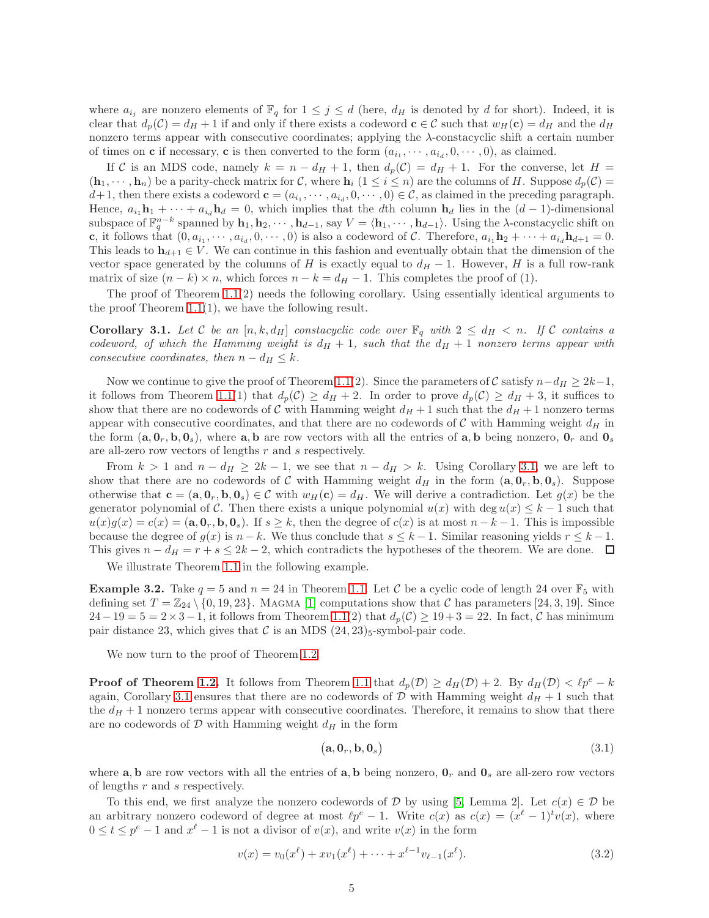where $a_{i_j}$ are nonzero elements of $\mathbb{F}_q$ for $1 \le j \le d$ (here, $d_H$ is denoted by $d$ for short). Indeed, it is clear that $d_p(\mathcal{C}) = d_H + 1$ if and only if there exists a codeword $\mathbf{c} \in \mathcal{C}$ such that $w_H(\mathbf{c}) = d_H$ and the $d_H$ nonzero terms appear with consecutive coordinates; applying the $\lambda$-constacyclic shift a certain number of times on $\mathbf{c}$ if necessary, $\mathbf{c}$ is then converted to the form $(a_{i_1}, \cdots, a_{i_d}, 0, \cdots, 0)$, as claimed.

If $\mathcal{C}$ is an MDS code, namely $k = n - d_H + 1$, then $d_p(\mathcal{C}) = d_H + 1$. For the converse, let $H = (\mathbf{h}_1, \cdots, \mathbf{h}_n)$ be a parity-check matrix for $\mathcal{C}$, where $\mathbf{h}_i$ $(1 \le i \le n)$ are the columns of $H$. Suppose $d_p(\mathcal{C}) = d+1$, then there exists a codeword $\mathbf{c} = (a_{i_1}, \cdots, a_{i_d}, 0, \cdots, 0) \in \mathcal{C}$, as claimed in the preceding paragraph. Hence, $a_{i_1}\mathbf{h}_1 + \cdots + a_{i_d}\mathbf{h}_d = 0$, which implies that the $d$th column $\mathbf{h}_d$ lies in the $(d-1)$-dimensional subspace of $\mathbb{F}_q^{n-k}$ spanned by $\mathbf{h}_1, \mathbf{h}_2, \cdots, \mathbf{h}_{d-1}$, say $V = \langle \mathbf{h}_1, \cdots, \mathbf{h}_{d-1}\rangle$. Using the $\lambda$-constacyclic shift on $\mathbf{c}$, it follows that $(0, a_{i_1}, \cdots, a_{i_d}, 0, \cdots, 0)$ is also a codeword of $\mathcal{C}$. Therefore, $a_{i_1}\mathbf{h}_2 + \cdots + a_{i_d}\mathbf{h}_{d+1} = 0$. This leads to $\mathbf{h}_{d+1} \in V$. We can continue in this fashion and eventually obtain that the dimension of the vector space generated by the columns of $H$ is exactly equal to $d_H - 1$. However, $H$ is a full row-rank matrix of size $(n-k) \times n$, which forces $n - k = d_H - 1$. This completes the proof of (1).

The proof of Theorem 1.1(2) needs the following corollary. Using essentially identical arguments to the proof Theorem 1.1(1), we have the following result.

**Corollary 3.1.** *Let $\mathcal{C}$ be an $[n, k, d_H]$ constacyclic code over $\mathbb{F}_q$ with $2 \le d_H < n$. If $\mathcal{C}$ contains a codeword, of which the Hamming weight is $d_H + 1$, such that the $d_H + 1$ nonzero terms appear with consecutive coordinates, then $n - d_H \le k$.*

Now we continue to give the proof of Theorem 1.1(2). Since the parameters of $\mathcal{C}$ satisfy $n - d_H \ge 2k - 1$, it follows from Theorem 1.1(1) that $d_p(\mathcal{C}) \ge d_H + 2$. In order to prove $d_p(\mathcal{C}) \ge d_H + 3$, it suffices to show that there are no codewords of $\mathcal{C}$ with Hamming weight $d_H + 1$ such that the $d_H + 1$ nonzero terms appear with consecutive coordinates, and that there are no codewords of $\mathcal{C}$ with Hamming weight $d_H$ in the form $(\mathbf{a}, \mathbf{0}_r, \mathbf{b}, \mathbf{0}_s)$, where $\mathbf{a}, \mathbf{b}$ are row vectors with all the entries of $\mathbf{a}, \mathbf{b}$ being nonzero, $\mathbf{0}_r$ and $\mathbf{0}_s$ are all-zero row vectors of lengths $r$ and $s$ respectively.

From $k > 1$ and $n - d_H \ge 2k - 1$, we see that $n - d_H > k$. Using Corollary 3.1, we are left to show that there are no codewords of $\mathcal{C}$ with Hamming weight $d_H$ in the form $(\mathbf{a}, \mathbf{0}_r, \mathbf{b}, \mathbf{0}_s)$. Suppose otherwise that $\mathbf{c} = (\mathbf{a}, \mathbf{0}_r, \mathbf{b}, \mathbf{0}_s) \in \mathcal{C}$ with $w_H(\mathbf{c}) = d_H$. We will derive a contradiction. Let $g(x)$ be the generator polynomial of $\mathcal{C}$. Then there exists a unique polynomial $u(x)$ with $\deg u(x) \le k - 1$ such that $u(x)g(x) = c(x) = (\mathbf{a}, \mathbf{0}_r, \mathbf{b}, \mathbf{0}_s)$. If $s \ge k$, then the degree of $c(x)$ is at most $n - k - 1$. This is impossible because the degree of $g(x)$ is $n - k$. We thus conclude that $s \le k - 1$. Similar reasoning yields $r \le k - 1$. This gives $n - d_H = r + s \le 2k - 2$, which contradicts the hypotheses of the theorem. We are done. $\square$

We illustrate Theorem 1.1 in the following example.

**Example 3.2.** Take $q = 5$ and $n = 24$ in Theorem 1.1. Let $\mathcal{C}$ be a cyclic code of length 24 over $\mathbb{F}_5$ with defining set $T = \mathbb{Z}_{24} \setminus \{0, 19, 23\}$. Magma [1] computations show that $\mathcal{C}$ has parameters $[24, 3, 19]$. Since $24 - 19 = 5 = 2 \times 3 - 1$, it follows from Theorem 1.1(2) that $d_p(\mathcal{C}) \ge 19 + 3 = 22$. In fact, $\mathcal{C}$ has minimum pair distance 23, which gives that $\mathcal{C}$ is an MDS $(24, 23)_5$-symbol-pair code.

We now turn to the proof of Theorem 1.2.

**Proof of Theorem 1.2.** It follows from Theorem 1.1 that $d_p(\mathcal{D}) \ge d_H(\mathcal{D}) + 2$. By $d_H(\mathcal{D}) < \ell p^e - k$ again, Corollary 3.1 ensures that there are no codewords of $\mathcal{D}$ with Hamming weight $d_H + 1$ such that the $d_H + 1$ nonzero terms appear with consecutive coordinates. Therefore, it remains to show that there are no codewords of $\mathcal{D}$ with Hamming weight $d_H$ in the form

$$(\mathbf{a}, \mathbf{0}_r, \mathbf{b}, \mathbf{0}_s) \tag{3.1}$$

where $\mathbf{a}, \mathbf{b}$ are row vectors with all the entries of $\mathbf{a}, \mathbf{b}$ being nonzero, $\mathbf{0}_r$ and $\mathbf{0}_s$ are all-zero row vectors of lengths $r$ and $s$ respectively.

To this end, we first analyze the nonzero codewords of $\mathcal{D}$ by using [5, Lemma 2]. Let $c(x) \in \mathcal{D}$ be an arbitrary nonzero codeword of degree at most $\ell p^e - 1$. Write $c(x)$ as $c(x) = (x^\ell - 1)^t v(x)$, where $0 \le t \le p^e - 1$ and $x^\ell - 1$ is not a divisor of $v(x)$, and write $v(x)$ in the form

$$v(x) = v_0(x^\ell) + x v_1(x^\ell) + \cdots + x^{\ell-1} v_{\ell-1}(x^\ell). \tag{3.2}$$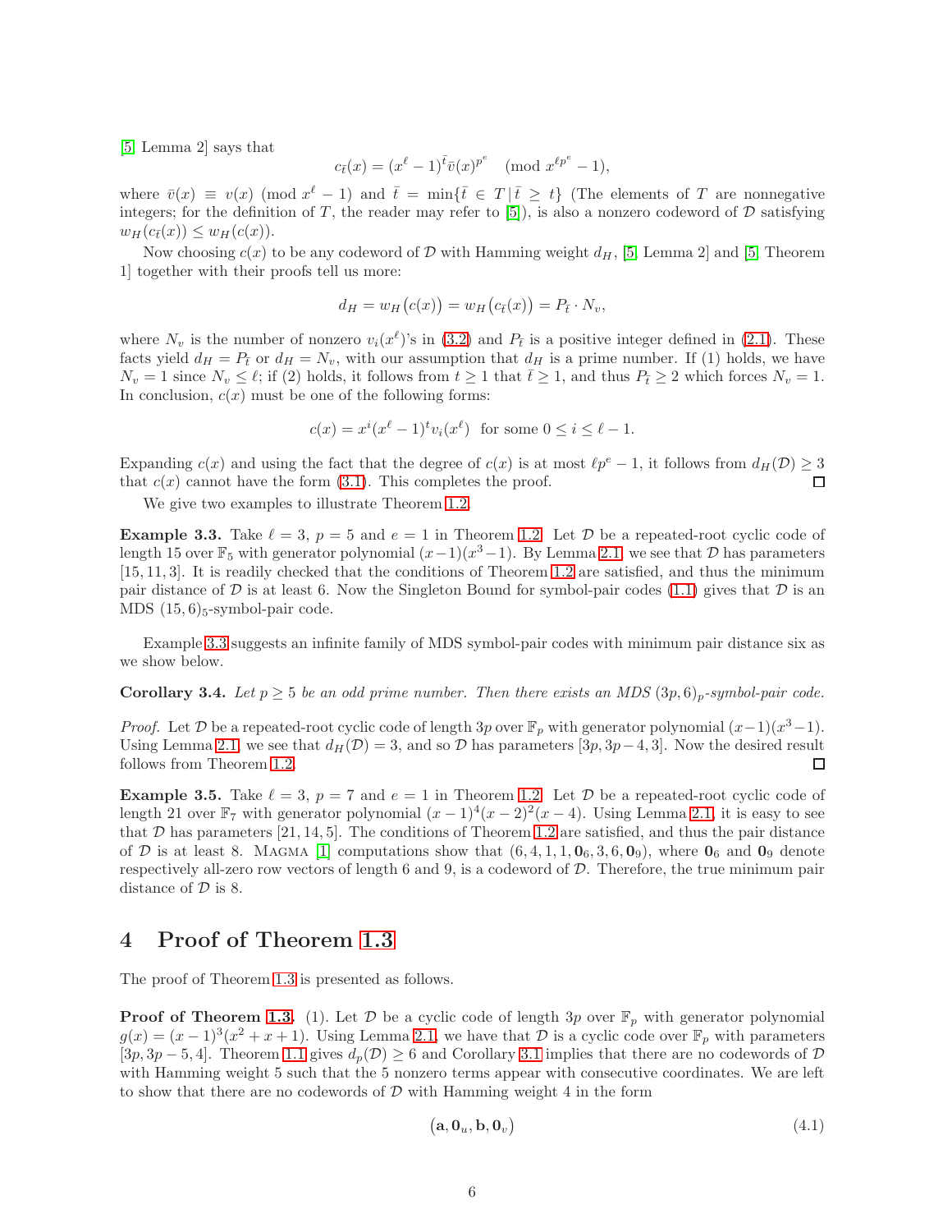[5, Lemma 2] says that

$$c_{\bar{t}}(x) = (x^{\ell}-1)^{\bar{t}}\bar{v}(x)^{p^e} \pmod{x^{\ell p^e}-1},$$

where $\bar{v}(x) \equiv v(x) \pmod{x^{\ell}-1}$ and $\bar{t} = \min\{\bar{t} \in T \,|\, \bar{t} \geq t\}$ (The elements of $T$ are nonnegative integers; for the definition of $T$, the reader may refer to [5]), is also a nonzero codeword of $\mathcal{D}$ satisfying $w_H(c_{\bar{t}}(x)) \leq w_H(c(x))$.

Now choosing $c(x)$ to be any codeword of $\mathcal{D}$ with Hamming weight $d_H$, [5, Lemma 2] and [5, Theorem 1] together with their proofs tell us more:

$$d_H = w_H\big(c(x)\big) = w_H\big(c_{\bar{t}}(x)\big) = P_{\bar{t}} \cdot N_v,$$

where $N_v$ is the number of nonzero $v_i(x^{\ell})$'s in (3.2) and $P_{\bar{t}}$ is a positive integer defined in (2.1). These facts yield $d_H = P_{\bar{t}}$ or $d_H = N_v$, with our assumption that $d_H$ is a prime number. If (1) holds, we have $N_v = 1$ since $N_v \leq \ell$; if (2) holds, it follows from $t \geq 1$ that $\bar{t} \geq 1$, and thus $P_{\bar{t}} \geq 2$ which forces $N_v = 1$. In conclusion, $c(x)$ must be one of the following forms:

$$c(x) = x^i(x^{\ell}-1)^t v_i(x^{\ell}) \ \text{ for some } 0 \leq i \leq \ell-1.$$

Expanding $c(x)$ and using the fact that the degree of $c(x)$ is at most $\ell p^e - 1$, it follows from $d_H(\mathcal{D}) \geq 3$ that $c(x)$ cannot have the form (3.1). This completes the proof. □

We give two examples to illustrate Theorem 1.2.

**Example 3.3.** Take $\ell = 3$, $p = 5$ and $e = 1$ in Theorem 1.2. Let $\mathcal{D}$ be a repeated-root cyclic code of length 15 over $\mathbb{F}_5$ with generator polynomial $(x-1)(x^3-1)$. By Lemma 2.1, we see that $\mathcal{D}$ has parameters $[15, 11, 3]$. It is readily checked that the conditions of Theorem 1.2 are satisfied, and thus the minimum pair distance of $\mathcal{D}$ is at least 6. Now the Singleton Bound for symbol-pair codes (1.1) gives that $\mathcal{D}$ is an MDS $(15, 6)_5$-symbol-pair code.

Example 3.3 suggests an infinite family of MDS symbol-pair codes with minimum pair distance six as we show below.

**Corollary 3.4.** *Let $p \geq 5$ be an odd prime number. Then there exists an MDS $(3p, 6)_p$-symbol-pair code.*

*Proof.* Let $\mathcal{D}$ be a repeated-root cyclic code of length $3p$ over $\mathbb{F}_p$ with generator polynomial $(x-1)(x^3-1)$. Using Lemma 2.1, we see that $d_H(\mathcal{D}) = 3$, and so $\mathcal{D}$ has parameters $[3p, 3p-4, 3]$. Now the desired result follows from Theorem 1.2. □

**Example 3.5.** Take $\ell = 3$, $p = 7$ and $e = 1$ in Theorem 1.2. Let $\mathcal{D}$ be a repeated-root cyclic code of length 21 over $\mathbb{F}_7$ with generator polynomial $(x-1)^4(x-2)^2(x-4)$. Using Lemma 2.1, it is easy to see that $\mathcal{D}$ has parameters $[21, 14, 5]$. The conditions of Theorem 1.2 are satisfied, and thus the pair distance of $\mathcal{D}$ is at least 8. Magma [1] computations show that $(6, 4, 1, 1, \mathbf{0}_6, 3, 6, \mathbf{0}_9)$, where $\mathbf{0}_6$ and $\mathbf{0}_9$ denote respectively all-zero row vectors of length 6 and 9, is a codeword of $\mathcal{D}$. Therefore, the true minimum pair distance of $\mathcal{D}$ is 8.

## 4 Proof of Theorem 1.3

The proof of Theorem 1.3 is presented as follows.

**Proof of Theorem 1.3.** (1). Let $\mathcal{D}$ be a cyclic code of length $3p$ over $\mathbb{F}_p$ with generator polynomial $g(x) = (x-1)^3(x^2+x+1)$. Using Lemma 2.1, we have that $\mathcal{D}$ is a cyclic code over $\mathbb{F}_p$ with parameters $[3p, 3p-5, 4]$. Theorem 1.1 gives $d_p(\mathcal{D}) \geq 6$ and Corollary 3.1 implies that there are no codewords of $\mathcal{D}$ with Hamming weight 5 such that the 5 nonzero terms appear with consecutive coordinates. We are left to show that there are no codewords of $\mathcal{D}$ with Hamming weight 4 in the form

$$\big(\mathbf{a}, \mathbf{0}_u, \mathbf{b}, \mathbf{0}_v\big) \tag{4.1}$$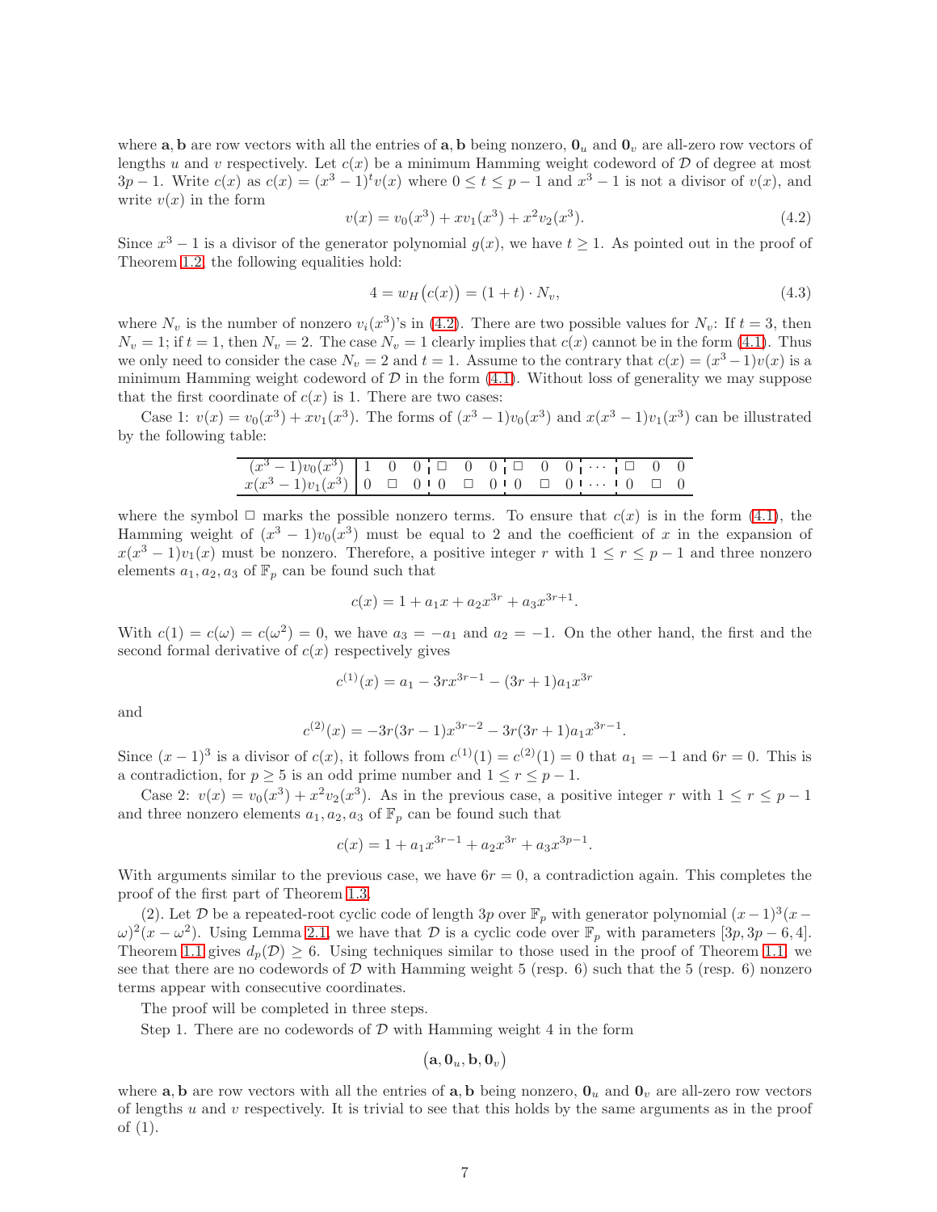where $\mathbf{a}, \mathbf{b}$ are row vectors with all the entries of $\mathbf{a}, \mathbf{b}$ being nonzero, $\mathbf{0}_u$ and $\mathbf{0}_v$ are all-zero row vectors of lengths $u$ and $v$ respectively. Let $c(x)$ be a minimum Hamming weight codeword of $\mathcal{D}$ of degree at most $3p-1$. Write $c(x)$ as $c(x) = (x^3-1)^t v(x)$ where $0 \le t \le p-1$ and $x^3 - 1$ is not a divisor of $v(x)$, and write $v(x)$ in the form

$$v(x) = v_0(x^3) + xv_1(x^3) + x^2 v_2(x^3). \tag{4.2}$$

Since $x^3 - 1$ is a divisor of the generator polynomial $g(x)$, we have $t \ge 1$. As pointed out in the proof of Theorem 1.2, the following equalities hold:

$$4 = w_H\big(c(x)\big) = (1+t) \cdot N_v, \tag{4.3}$$

where $N_v$ is the number of nonzero $v_i(x^3)$'s in (4.2). There are two possible values for $N_v$: If $t = 3$, then $N_v = 1$; if $t = 1$, then $N_v = 2$. The case $N_v = 1$ clearly implies that $c(x)$ cannot be in the form (4.1). Thus we only need to consider the case $N_v = 2$ and $t = 1$. Assume to the contrary that $c(x) = (x^3-1)v(x)$ is a minimum Hamming weight codeword of $\mathcal{D}$ in the form (4.1). Without loss of generality we may suppose that the first coordinate of $c(x)$ is 1. There are two cases:

Case 1: $v(x) = v_0(x^3) + xv_1(x^3)$. The forms of $(x^3-1)v_0(x^3)$ and $x(x^3-1)v_1(x^3)$ can be illustrated by the following table:

| | | | | | | | | | | | | | |
|---|---|---|---|---|---|---|---|---|---|---|---|---|---|
| $(x^3-1)v_0(x^3)$ | 1 | 0 | 0 | $\square$ | 0 | 0 | $\square$ | 0 | 0 | $\cdots$ | $\square$ | 0 | 0 |
| $x(x^3-1)v_1(x^3)$ | 0 | $\square$ | 0 | 0 | $\square$ | 0 | 0 | $\square$ | 0 | $\cdots$ | 0 | $\square$ | 0 |

where the symbol $\square$ marks the possible nonzero terms. To ensure that $c(x)$ is in the form (4.1), the Hamming weight of $(x^3-1)v_0(x^3)$ must be equal to 2 and the coefficient of $x$ in the expansion of $x(x^3-1)v_1(x)$ must be nonzero. Therefore, a positive integer $r$ with $1 \le r \le p-1$ and three nonzero elements $a_1, a_2, a_3$ of $\mathbb{F}_p$ can be found such that

$$c(x) = 1 + a_1 x + a_2 x^{3r} + a_3 x^{3r+1}.$$

With $c(1) = c(\omega) = c(\omega^2) = 0$, we have $a_3 = -a_1$ and $a_2 = -1$. On the other hand, the first and the second formal derivative of $c(x)$ respectively gives

$$c^{(1)}(x) = a_1 - 3rx^{3r-1} - (3r+1)a_1 x^{3r}$$

and

$$c^{(2)}(x) = -3r(3r-1)x^{3r-2} - 3r(3r+1)a_1 x^{3r-1}.$$

Since $(x-1)^3$ is a divisor of $c(x)$, it follows from $c^{(1)}(1) = c^{(2)}(1) = 0$ that $a_1 = -1$ and $6r = 0$. This is a contradiction, for $p \ge 5$ is an odd prime number and $1 \le r \le p-1$.

Case 2: $v(x) = v_0(x^3) + x^2 v_2(x^3)$. As in the previous case, a positive integer $r$ with $1 \le r \le p-1$ and three nonzero elements $a_1, a_2, a_3$ of $\mathbb{F}_p$ can be found such that

$$c(x) = 1 + a_1 x^{3r-1} + a_2 x^{3r} + a_3 x^{3p-1}.$$

With arguments similar to the previous case, we have $6r = 0$, a contradiction again. This completes the proof of the first part of Theorem 1.3.

(2). Let $\mathcal{D}$ be a repeated-root cyclic code of length $3p$ over $\mathbb{F}_p$ with generator polynomial $(x-1)^3(x-\omega)^2(x-\omega^2)$. Using Lemma 2.1, we have that $\mathcal{D}$ is a cyclic code over $\mathbb{F}_p$ with parameters $[3p, 3p-6, 4]$. Theorem 1.1 gives $d_p(\mathcal{D}) \ge 6$. Using techniques similar to those used in the proof of Theorem 1.1, we see that there are no codewords of $\mathcal{D}$ with Hamming weight 5 (resp. 6) such that the 5 (resp. 6) nonzero terms appear with consecutive coordinates.

The proof will be completed in three steps.

Step 1. There are no codewords of $\mathcal{D}$ with Hamming weight 4 in the form

$$\big(\mathbf{a}, \mathbf{0}_u, \mathbf{b}, \mathbf{0}_v\big)$$

where $\mathbf{a}, \mathbf{b}$ are row vectors with all the entries of $\mathbf{a}, \mathbf{b}$ being nonzero, $\mathbf{0}_u$ and $\mathbf{0}_v$ are all-zero row vectors of lengths $u$ and $v$ respectively. It is trivial to see that this holds by the same arguments as in the proof of (1).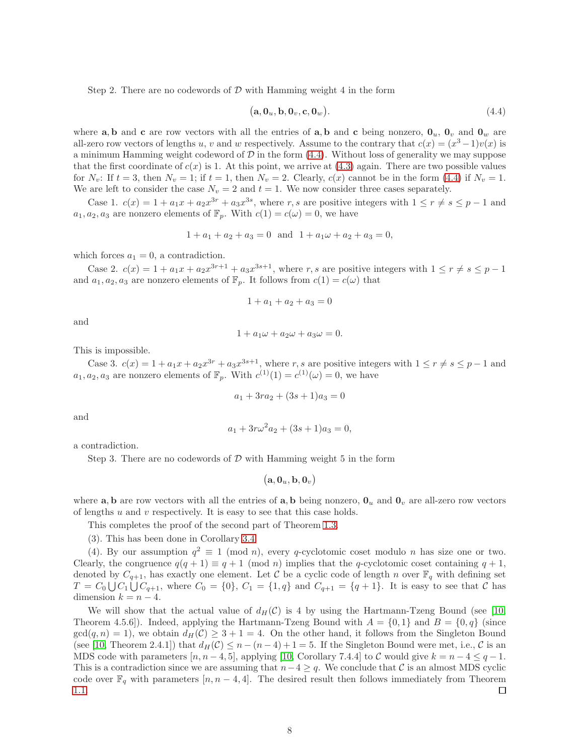Step 2. There are no codewords of $\mathcal{D}$ with Hamming weight 4 in the form

$$(\mathbf{a}, \mathbf{0}_u, \mathbf{b}, \mathbf{0}_v, \mathbf{c}, \mathbf{0}_w). \tag{4.4}$$

where $\mathbf{a}, \mathbf{b}$ and $\mathbf{c}$ are row vectors with all the entries of $\mathbf{a}, \mathbf{b}$ and $\mathbf{c}$ being nonzero, $\mathbf{0}_u$, $\mathbf{0}_v$ and $\mathbf{0}_w$ are all-zero row vectors of lengths $u$, $v$ and $w$ respectively. Assume to the contrary that $c(x) = (x^3 - 1)v(x)$ is a minimum Hamming weight codeword of $\mathcal{D}$ in the form (4.4). Without loss of generality we may suppose that the first coordinate of $c(x)$ is 1. At this point, we arrive at (4.3) again. There are two possible values for $N_v$: If $t = 3$, then $N_v = 1$; if $t = 1$, then $N_v = 2$. Clearly, $c(x)$ cannot be in the form (4.4) if $N_v = 1$. We are left to consider the case $N_v = 2$ and $t = 1$. We now consider three cases separately.

Case 1. $c(x) = 1 + a_1 x + a_2 x^{3r} + a_3 x^{3s}$, where $r, s$ are positive integers with $1 \leq r \neq s \leq p-1$ and $a_1, a_2, a_3$ are nonzero elements of $\mathbb{F}_p$. With $c(1) = c(\omega) = 0$, we have

$$1 + a_1 + a_2 + a_3 = 0 \ \text{ and } \ 1 + a_1\omega + a_2 + a_3 = 0,$$

which forces $a_1 = 0$, a contradiction.

Case 2. $c(x) = 1 + a_1 x + a_2 x^{3r+1} + a_3 x^{3s+1}$, where $r, s$ are positive integers with $1 \leq r \neq s \leq p-1$ and $a_1, a_2, a_3$ are nonzero elements of $\mathbb{F}_p$. It follows from $c(1) = c(\omega)$ that

$$1 + a_1 + a_2 + a_3 = 0$$

and

$$1 + a_1\omega + a_2\omega + a_3\omega = 0.$$

This is impossible.

Case 3. $c(x) = 1 + a_1 x + a_2 x^{3r} + a_3 x^{3s+1}$, where $r, s$ are positive integers with $1 \leq r \neq s \leq p-1$ and $a_1, a_2, a_3$ are nonzero elements of $\mathbb{F}_p$. With $c^{(1)}(1) = c^{(1)}(\omega) = 0$, we have

$$a_1 + 3ra_2 + (3s+1)a_3 = 0$$

and

$$a_1 + 3r\omega^2 a_2 + (3s+1)a_3 = 0,$$

a contradiction.

Step 3. There are no codewords of $\mathcal{D}$ with Hamming weight 5 in the form

$$(\mathbf{a}, \mathbf{0}_u, \mathbf{b}, \mathbf{0}_v)$$

where $\mathbf{a}, \mathbf{b}$ are row vectors with all the entries of $\mathbf{a}, \mathbf{b}$ being nonzero, $\mathbf{0}_u$ and $\mathbf{0}_v$ are all-zero row vectors of lengths $u$ and $v$ respectively. It is easy to see that this case holds.

This completes the proof of the second part of Theorem 1.3.

(3). This has been done in Corollary 3.4.

(4). By our assumption $q^2 \equiv 1 \pmod{n}$, every $q$-cyclotomic coset modulo $n$ has size one or two. Clearly, the congruence $q(q+1) \equiv q+1 \pmod{n}$ implies that the $q$-cyclotomic coset containing $q+1$, denoted by $C_{q+1}$, has exactly one element. Let $\mathcal{C}$ be a cyclic code of length $n$ over $\mathbb{F}_q$ with defining set $T = C_0 \bigcup C_1 \bigcup C_{q+1}$, where $C_0 = \{0\}$, $C_1 = \{1, q\}$ and $C_{q+1} = \{q+1\}$. It is easy to see that $\mathcal{C}$ has dimension $k = n - 4$.

We will show that the actual value of $d_H(\mathcal{C})$ is 4 by using the Hartmann-Tzeng Bound (see [10, Theorem 4.5.6]). Indeed, applying the Hartmann-Tzeng Bound with $A = \{0, 1\}$ and $B = \{0, q\}$ (since $\gcd(q, n) = 1$), we obtain $d_H(\mathcal{C}) \geq 3 + 1 = 4$. On the other hand, it follows from the Singleton Bound (see [10, Theorem 2.4.1]) that $d_H(\mathcal{C}) \leq n - (n-4) + 1 = 5$. If the Singleton Bound were met, i.e., $\mathcal{C}$ is an MDS code with parameters $[n, n-4, 5]$, applying [10, Corollary 7.4.4] to $\mathcal{C}$ would give $k = n - 4 \leq q - 1$. This is a contradiction since we are assuming that $n - 4 \geq q$. We conclude that $\mathcal{C}$ is an almost MDS cyclic code over $\mathbb{F}_q$ with parameters $[n, n-4, 4]$. The desired result then follows immediately from Theorem 1.1. $\square$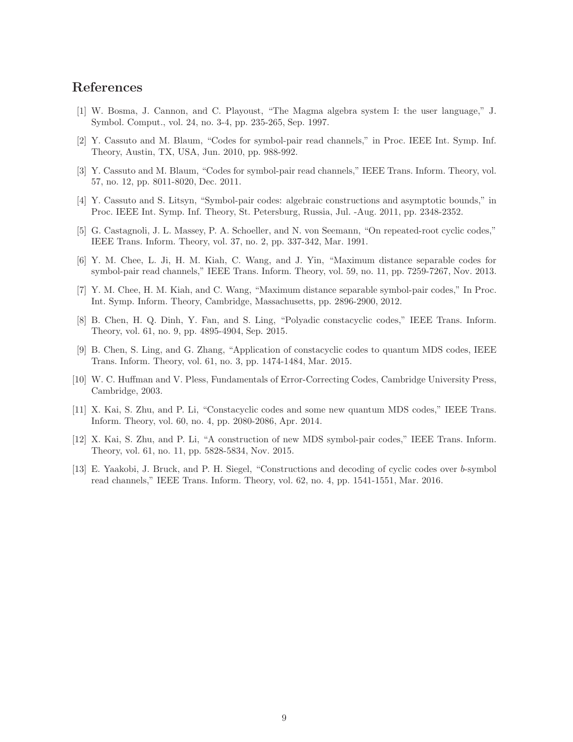## References

[1] W. Bosma, J. Cannon, and C. Playoust, "The Magma algebra system I: the user language," J. Symbol. Comput., vol. 24, no. 3-4, pp. 235-265, Sep. 1997.

[2] Y. Cassuto and M. Blaum, "Codes for symbol-pair read channels," in Proc. IEEE Int. Symp. Inf. Theory, Austin, TX, USA, Jun. 2010, pp. 988-992.

[3] Y. Cassuto and M. Blaum, "Codes for symbol-pair read channels," IEEE Trans. Inform. Theory, vol. 57, no. 12, pp. 8011-8020, Dec. 2011.

[4] Y. Cassuto and S. Litsyn, "Symbol-pair codes: algebraic constructions and asymptotic bounds," in Proc. IEEE Int. Symp. Inf. Theory, St. Petersburg, Russia, Jul. -Aug. 2011, pp. 2348-2352.

[5] G. Castagnoli, J. L. Massey, P. A. Schoeller, and N. von Seemann, "On repeated-root cyclic codes," IEEE Trans. Inform. Theory, vol. 37, no. 2, pp. 337-342, Mar. 1991.

[6] Y. M. Chee, L. Ji, H. M. Kiah, C. Wang, and J. Yin, "Maximum distance separable codes for symbol-pair read channels," IEEE Trans. Inform. Theory, vol. 59, no. 11, pp. 7259-7267, Nov. 2013.

[7] Y. M. Chee, H. M. Kiah, and C. Wang, "Maximum distance separable symbol-pair codes," In Proc. Int. Symp. Inform. Theory, Cambridge, Massachusetts, pp. 2896-2900, 2012.

[8] B. Chen, H. Q. Dinh, Y. Fan, and S. Ling, "Polyadic constacyclic codes," IEEE Trans. Inform. Theory, vol. 61, no. 9, pp. 4895-4904, Sep. 2015.

[9] B. Chen, S. Ling, and G. Zhang, "Application of constacyclic codes to quantum MDS codes, IEEE Trans. Inform. Theory, vol. 61, no. 3, pp. 1474-1484, Mar. 2015.

[10] W. C. Huffman and V. Pless, Fundamentals of Error-Correcting Codes, Cambridge University Press, Cambridge, 2003.

[11] X. Kai, S. Zhu, and P. Li, "Constacyclic codes and some new quantum MDS codes," IEEE Trans. Inform. Theory, vol. 60, no. 4, pp. 2080-2086, Apr. 2014.

[12] X. Kai, S. Zhu, and P. Li, "A construction of new MDS symbol-pair codes," IEEE Trans. Inform. Theory, vol. 61, no. 11, pp. 5828-5834, Nov. 2015.

[13] E. Yaakobi, J. Bruck, and P. H. Siegel, "Constructions and decoding of cyclic codes over $b$-symbol read channels," IEEE Trans. Inform. Theory, vol. 62, no. 4, pp. 1541-1551, Mar. 2016.